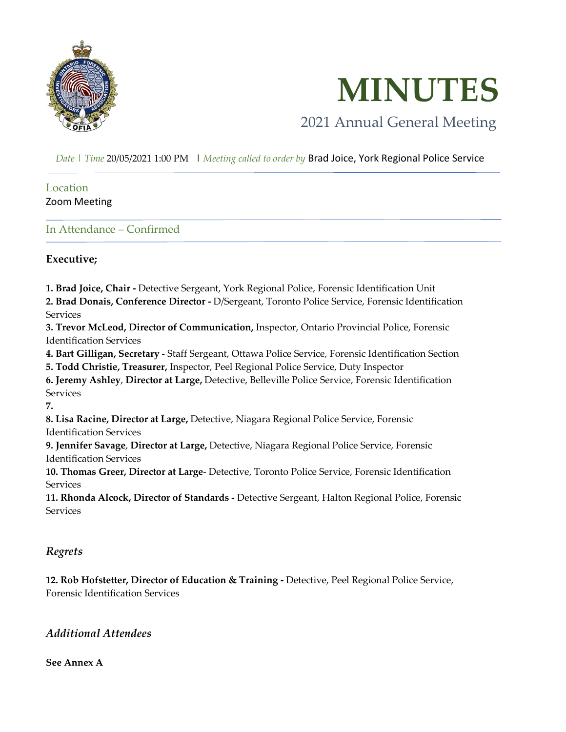# MINUTES

## 2021 Annual General Meeting

*Date | Time* 20/05/2021 1:00 PM | *Meeting called to order by* Brad Joice, York Regional Police Service

### Location

Zoom Meeting

### In Attendance – Confirmed

**Executive;**

**1. Brad Joice, Chair -** Detective Sergeant, York Regional Police, Forensic Identification Unit
**2. Brad Donais, Conference Director -** D/Sergeant, Toronto Police Service, Forensic Identification Services
**3. Trevor McLeod, Director of Communication,** Inspector, Ontario Provincial Police, Forensic Identification Services
**4. Bart Gilligan, Secretary -** Staff Sergeant, Ottawa Police Service, Forensic Identification Section
**5. Todd Christie, Treasurer,** Inspector, Peel Regional Police Service, Duty Inspector
**6. Jeremy Ashley**, **Director at Large,** Detective, Belleville Police Service, Forensic Identification Services
**7.**
**8. Lisa Racine, Director at Large,** Detective, Niagara Regional Police Service, Forensic Identification Services
**9. Jennifer Savage**, **Director at Large,** Detective, Niagara Regional Police Service, Forensic Identification Services
**10. Thomas Greer, Director at Large**- Detective, Toronto Police Service, Forensic Identification Services
**11. Rhonda Alcock, Director of Standards -** Detective Sergeant, Halton Regional Police, Forensic Services

### *Regrets*

**12. Rob Hofstetter, Director of Education & Training -** Detective, Peel Regional Police Service, Forensic Identification Services

### *Additional Attendees*

**See Annex A**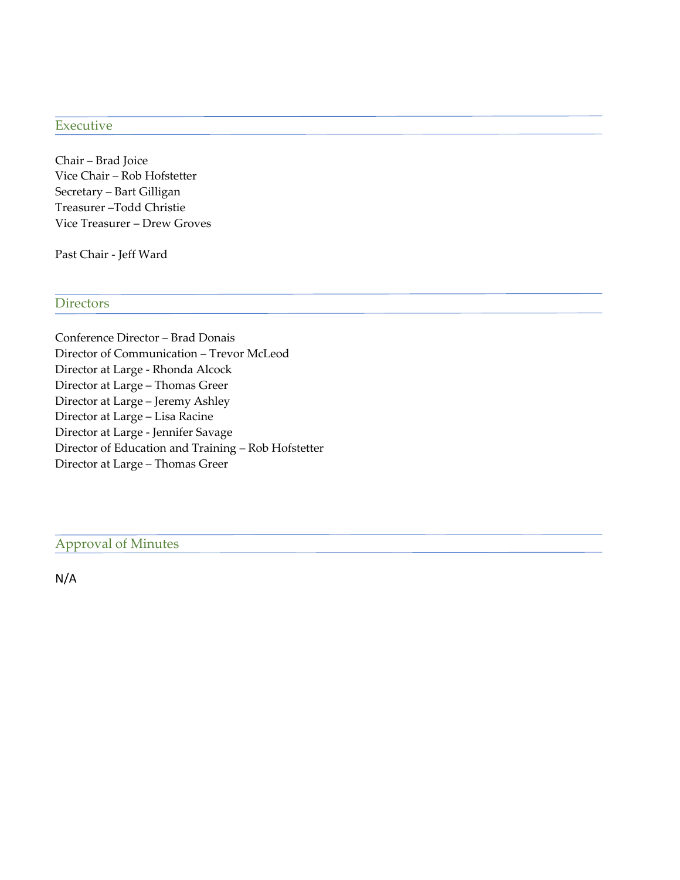## Executive

Chair – Brad Joice
Vice Chair – Rob Hofstetter
Secretary – Bart Gilligan
Treasurer –Todd Christie
Vice Treasurer – Drew Groves

Past Chair - Jeff Ward

## Directors

Conference Director – Brad Donais
Director of Communication – Trevor McLeod
Director at Large - Rhonda Alcock
Director at Large – Thomas Greer
Director at Large – Jeremy Ashley
Director at Large – Lisa Racine
Director at Large - Jennifer Savage
Director of Education and Training – Rob Hofstetter
Director at Large – Thomas Greer

## Approval of Minutes

N/A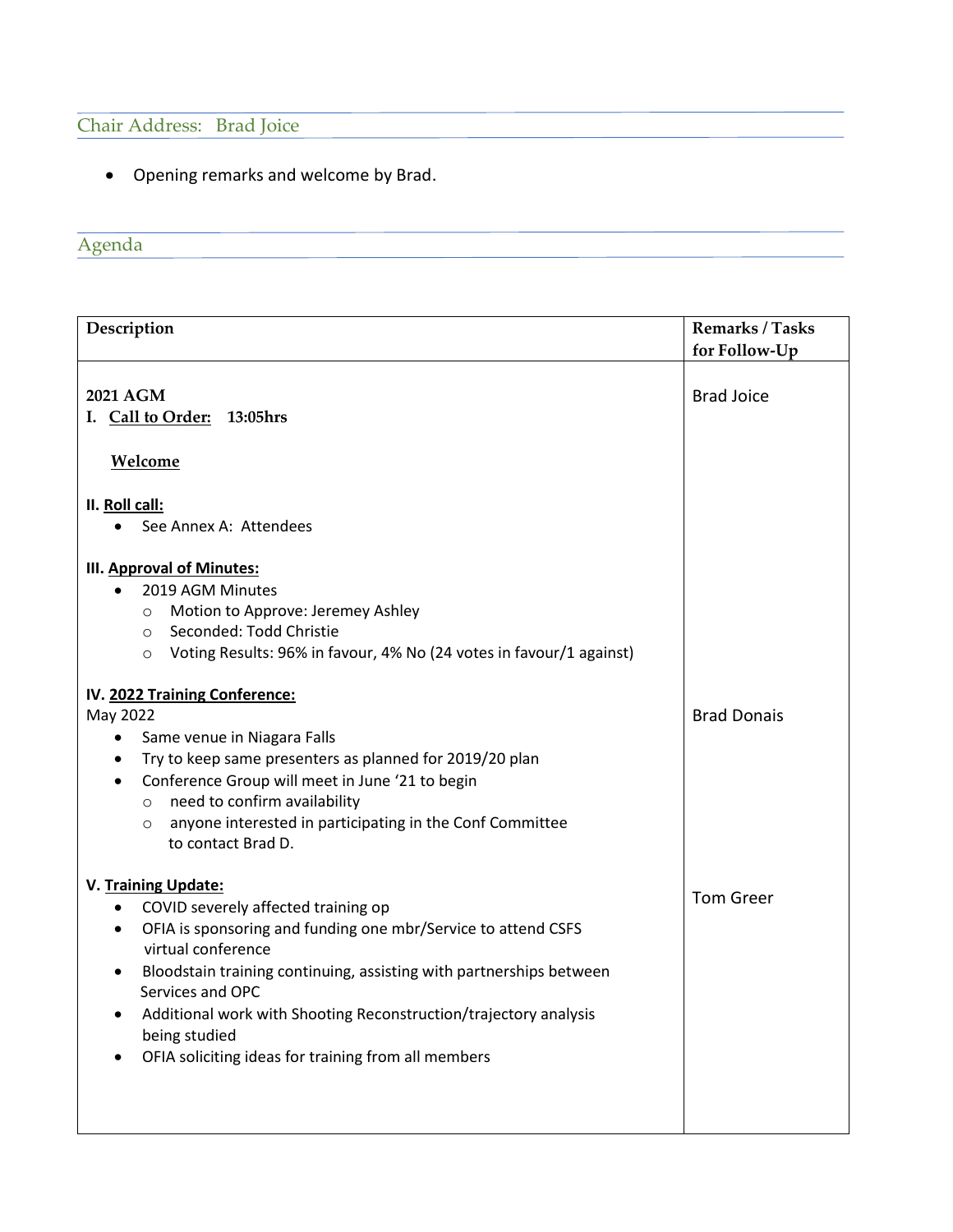## Chair Address: Brad Joice

- Opening remarks and welcome by Brad.

## Agenda

| Description | Remarks / Tasks for Follow-Up |
|---|---|
| **2021 AGM**<br>**I. <u>Call to Order:</u> 13:05hrs**<br><br>**<u>Welcome</u>**<br><br>**II. <u>Roll call:</u>**<br>• See Annex A: Attendees<br><br>**III. <u>Approval of Minutes:</u>**<br>• 2019 AGM Minutes<br>&nbsp;&nbsp;○ Motion to Approve: Jeremey Ashley<br>&nbsp;&nbsp;○ Seconded: Todd Christie<br>&nbsp;&nbsp;○ Voting Results: 96% in favour, 4% No (24 votes in favour/1 against) | Brad Joice |
| **IV. <u>2022 Training Conference:</u>**<br>May 2022<br>• Same venue in Niagara Falls<br>• Try to keep same presenters as planned for 2019/20 plan<br>• Conference Group will meet in June '21 to begin<br>&nbsp;&nbsp;○ need to confirm availability<br>&nbsp;&nbsp;○ anyone interested in participating in the Conf Committee to contact Brad D. | Brad Donais |
| **V. <u>Training Update:</u>**<br>• COVID severely affected training op<br>• OFIA is sponsoring and funding one mbr/Service to attend CSFS virtual conference<br>• Bloodstain training continuing, assisting with partnerships between Services and OPC<br>• Additional work with Shooting Reconstruction/trajectory analysis being studied<br>• OFIA soliciting ideas for training from all members | Tom Greer |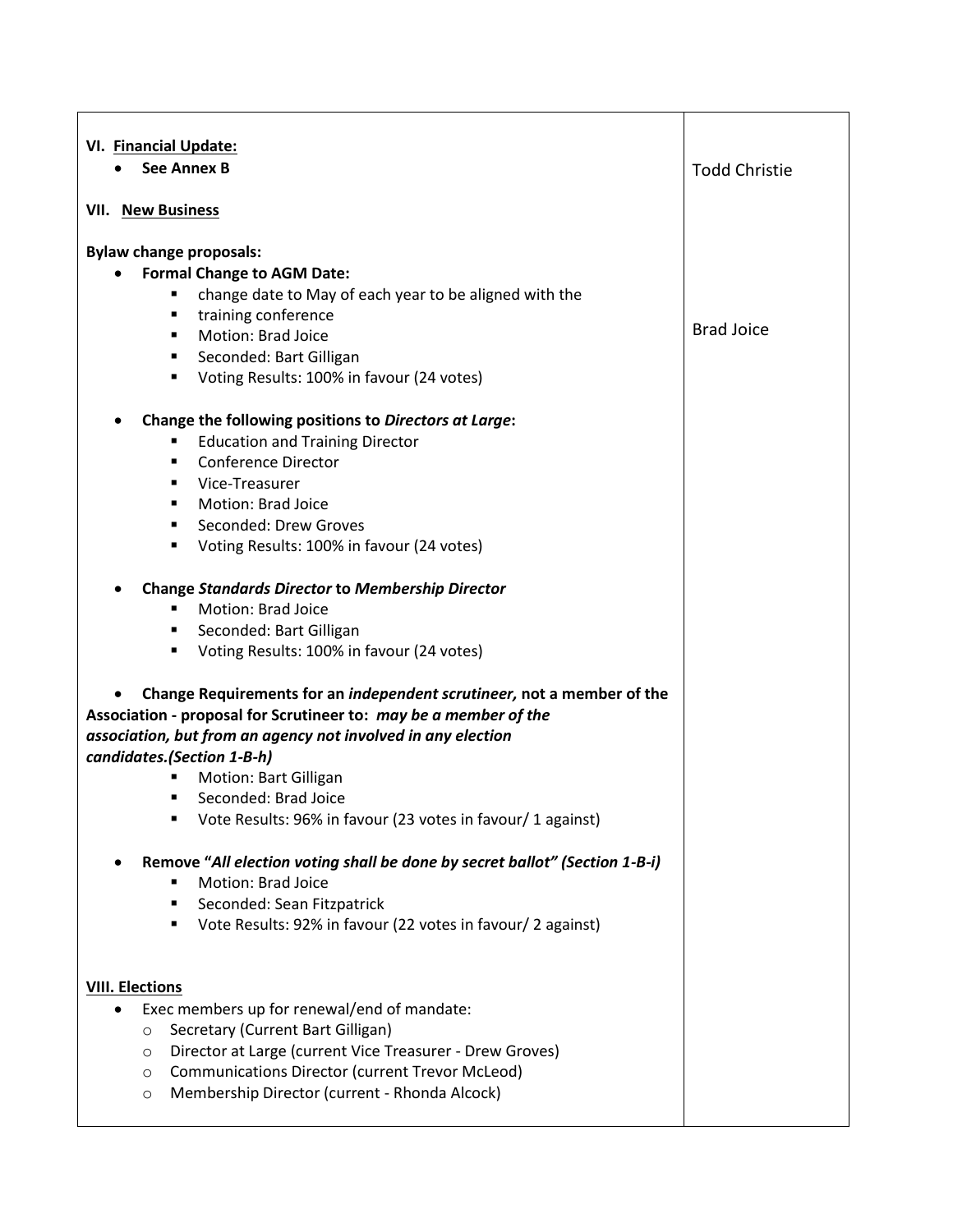| | |
|---|---|
| **VI. <u>Financial Update:</u>**<br>• **See Annex B** | Todd Christie |
| **VII. <u>New Business</u>**<br><br>**Bylaw change proposals:**<br>• **Formal Change to AGM Date:**<br>  ▪ change date to May of each year to be aligned with the<br>  ▪ training conference<br>  ▪ Motion: Brad Joice<br>  ▪ Seconded: Bart Gilligan<br>  ▪ Voting Results: 100% in favour (24 votes)<br><br>• **Change the following positions to *Directors at Large*:**<br>  ▪ Education and Training Director<br>  ▪ Conference Director<br>  ▪ Vice-Treasurer<br>  ▪ Motion: Brad Joice<br>  ▪ Seconded: Drew Groves<br>  ▪ Voting Results: 100% in favour (24 votes)<br><br>• **Change *Standards Director* to *Membership Director***<br>  ▪ Motion: Brad Joice<br>  ▪ Seconded: Bart Gilligan<br>  ▪ Voting Results: 100% in favour (24 votes)<br><br>• **Change Requirements for an *independent scrutineer,* not a member of the Association - proposal for Scrutineer to: *may be a member of the association, but from an agency not involved in any election candidates.(Section 1-B-h)***<br>  ▪ Motion: Bart Gilligan<br>  ▪ Seconded: Brad Joice<br>  ▪ Vote Results: 96% in favour (23 votes in favour/ 1 against)<br><br>• **Remove "*All election voting shall be done by secret ballot" (Section 1-B-i)***<br>  ▪ Motion: Brad Joice<br>  ▪ Seconded: Sean Fitzpatrick<br>  ▪ Vote Results: 92% in favour (22 votes in favour/ 2 against) | Brad Joice |
| **<u>VIII. Elections</u>**<br>• Exec members up for renewal/end of mandate:<br>  ○ Secretary (Current Bart Gilligan)<br>  ○ Director at Large (current Vice Treasurer - Drew Groves)<br>  ○ Communications Director (current Trevor McLeod)<br>  ○ Membership Director (current - Rhonda Alcock) | |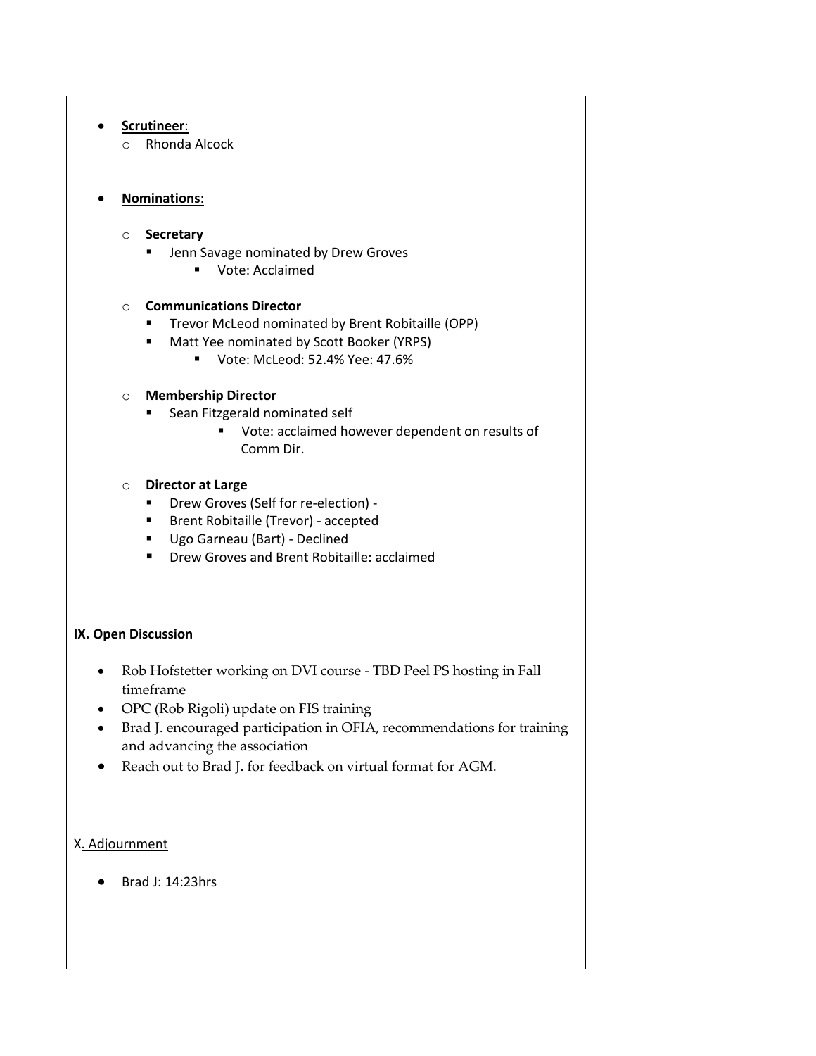- **Scrutineer**:
  - Rhonda Alcock

- **Nominations**:

  - **Secretary**
    - Jenn Savage nominated by Drew Groves
      - Vote: Acclaimed

  - **Communications Director**
    - Trevor McLeod nominated by Brent Robitaille (OPP)
    - Matt Yee nominated by Scott Booker (YRPS)
      - Vote: McLeod: 52.4% Yee: 47.6%

  - **Membership Director**
    - Sean Fitzgerald nominated self
      - Vote: acclaimed however dependent on results of Comm Dir.

  - **Director at Large**
    - Drew Groves (Self for re-election) -
    - Brent Robitaille (Trevor) - accepted
    - Ugo Garneau (Bart) - Declined
    - Drew Groves and Brent Robitaille: acclaimed

**IX. Open Discussion**

- Rob Hofstetter working on DVI course - TBD Peel PS hosting in Fall timeframe
- OPC (Rob Rigoli) update on FIS training
- Brad J. encouraged participation in OFIA, recommendations for training and advancing the association
- Reach out to Brad J. for feedback on virtual format for AGM.

X. Adjournment

- Brad J: 14:23hrs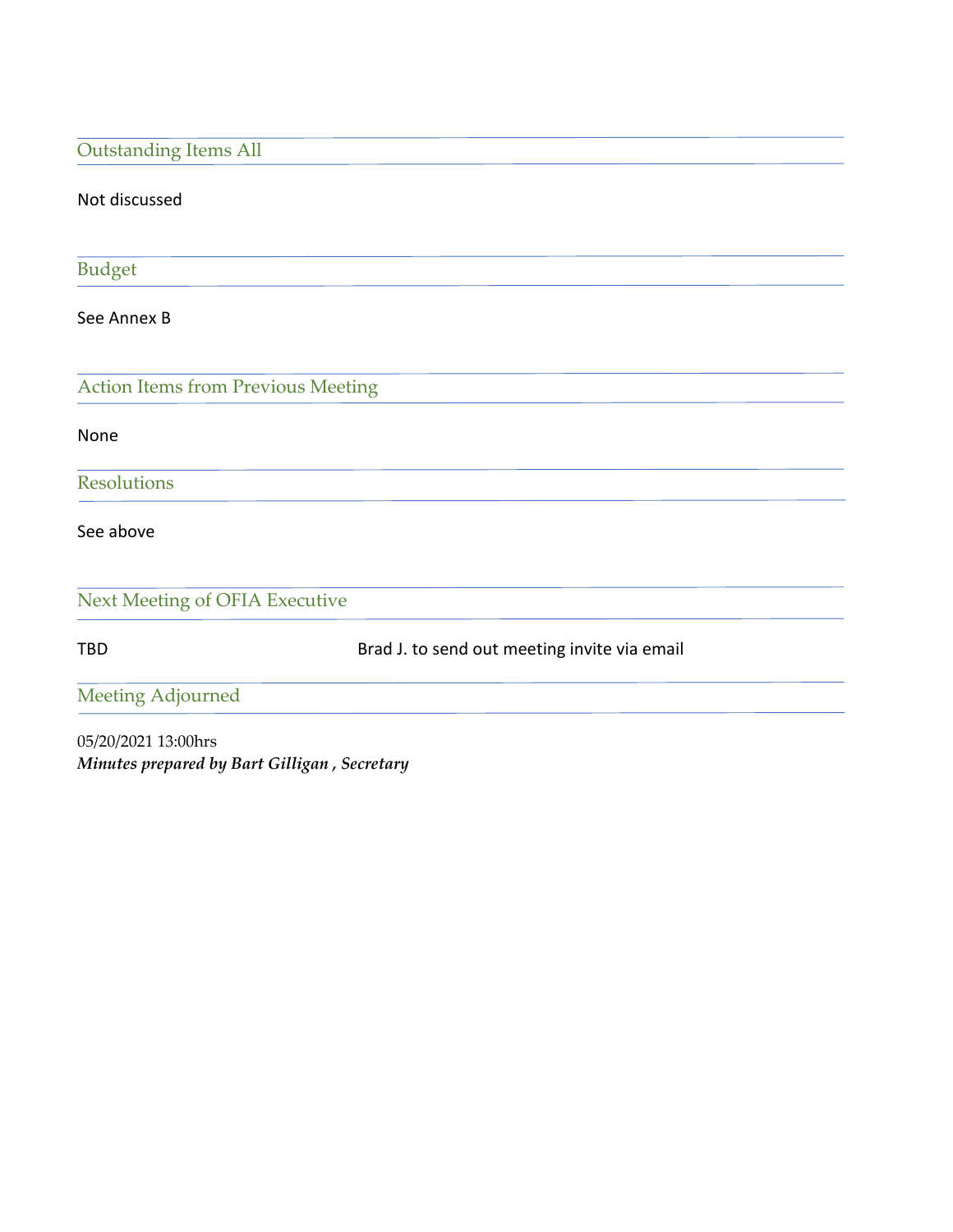## Outstanding Items All

Not discussed

## Budget

See Annex B

## Action Items from Previous Meeting

None

## Resolutions

See above

## Next Meeting of OFIA Executive

TBD Brad J. to send out meeting invite via email

## Meeting Adjourned

05/20/2021 13:00hrs

***Minutes prepared by Bart Gilligan , Secretary***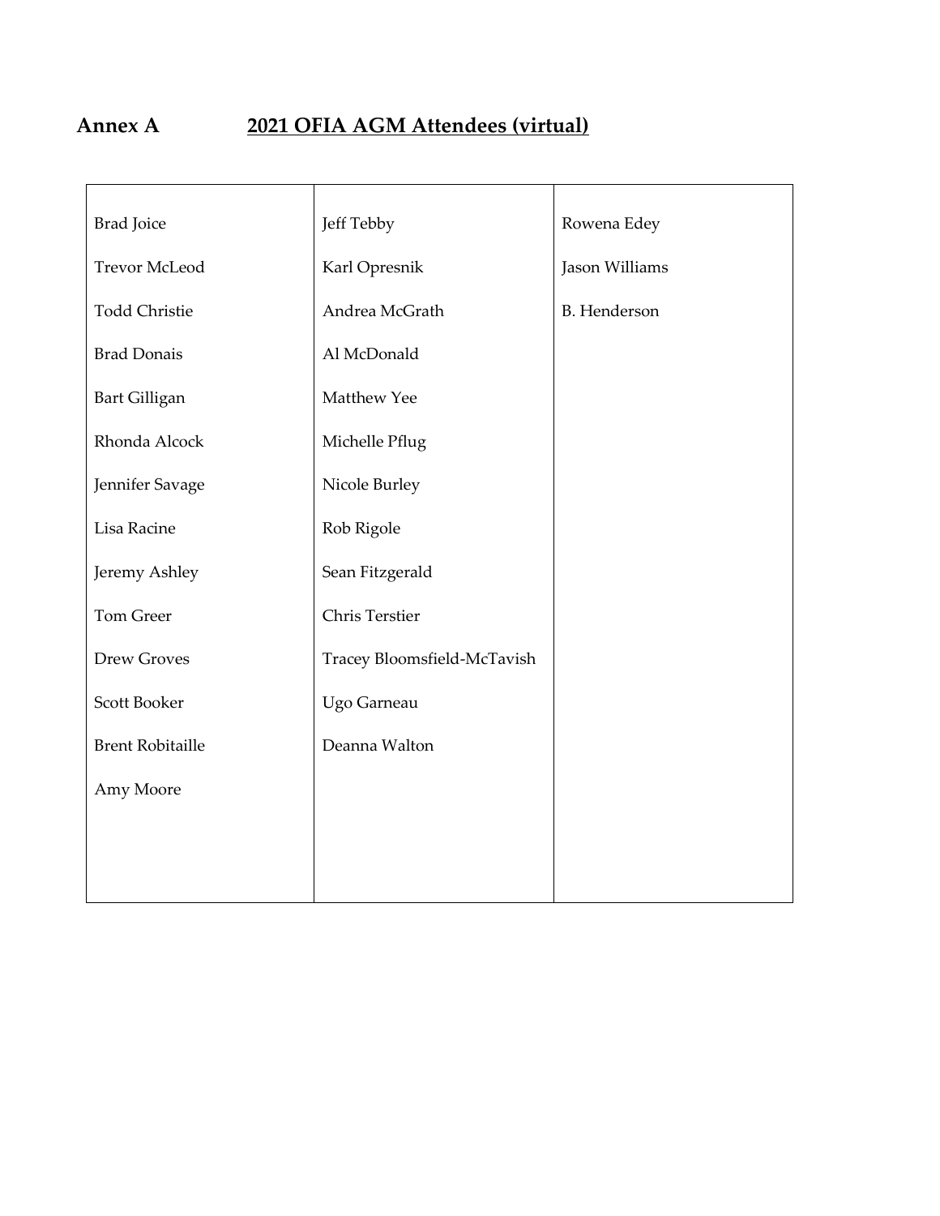## Annex A 2021 OFIA AGM Attendees (virtual)

| | | |
|---|---|---|
| Brad Joice | Jeff Tebby | Rowena Edey |
| Trevor McLeod | Karl Opresnik | Jason Williams |
| Todd Christie | Andrea McGrath | B. Henderson |
| Brad Donais | Al McDonald | |
| Bart Gilligan | Matthew Yee | |
| Rhonda Alcock | Michelle Pflug | |
| Jennifer Savage | Nicole Burley | |
| Lisa Racine | Rob Rigole | |
| Jeremy Ashley | Sean Fitzgerald | |
| Tom Greer | Chris Terstier | |
| Drew Groves | Tracey Bloomsfield-McTavish | |
| Scott Booker | Ugo Garneau | |
| Brent Robitaille | Deanna Walton | |
| Amy Moore | | |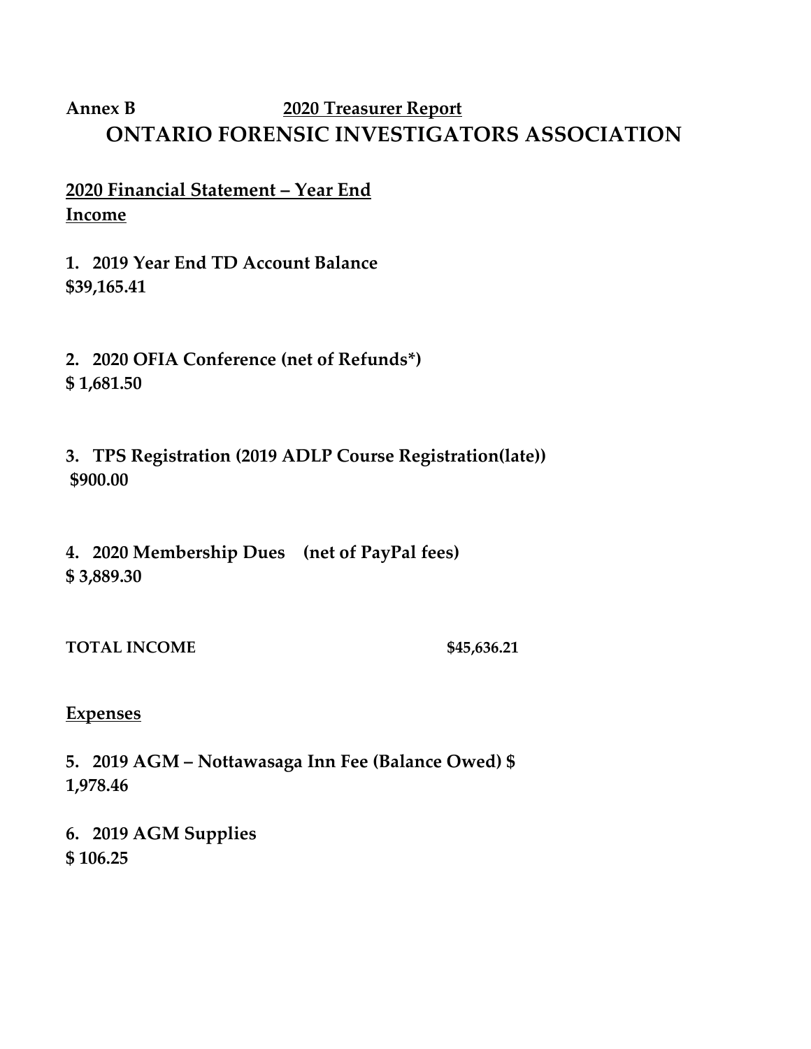**Annex B** **2020 Treasurer Report**

# ONTARIO FORENSIC INVESTIGATORS ASSOCIATION

## 2020 Financial Statement – Year End

**Income**

1. **2019 Year End TD Account Balance**
**$39,165.41**

2. **2020 OFIA Conference (net of Refunds*)**
**$ 1,681.50**

3. **TPS Registration (2019 ADLP Course Registration(late))**
**$900.00**

4. **2020 Membership Dues (net of PayPal fees)**
**$ 3,889.30**

**TOTAL INCOME** **$45,636.21**

**Expenses**

5. **2019 AGM – Nottawasaga Inn Fee (Balance Owed) $ 1,978.46**

6. **2019 AGM Supplies**
**$ 106.25**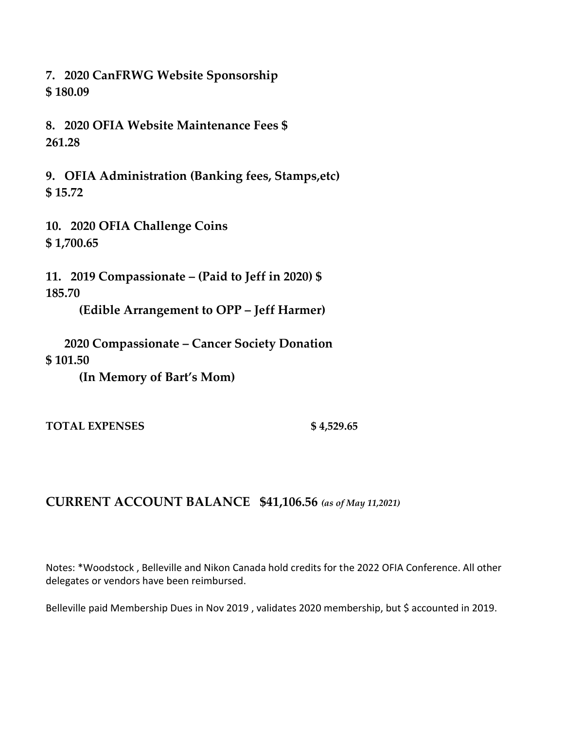**7. 2020 CanFRWG Website Sponsorship**
**$ 180.09**

**8. 2020 OFIA Website Maintenance Fees $**
**261.28**

**9. OFIA Administration (Banking fees, Stamps,etc)**
**$ 15.72**

**10. 2020 OFIA Challenge Coins**
**$ 1,700.65**

**11. 2019 Compassionate – (Paid to Jeff in 2020) $**
**185.70**

**(Edible Arrangement to OPP – Jeff Harmer)**

**2020 Compassionate – Cancer Society Donation**
**$ 101.50**

**(In Memory of Bart's Mom)**

**TOTAL EXPENSES $ 4,529.65**

## CURRENT ACCOUNT BALANCE $41,106.56 *(as of May 11,2021)*

Notes: *Woodstock , Belleville and Nikon Canada hold credits for the 2022 OFIA Conference. All other delegates or vendors have been reimbursed.

Belleville paid Membership Dues in Nov 2019 , validates 2020 membership, but $ accounted in 2019.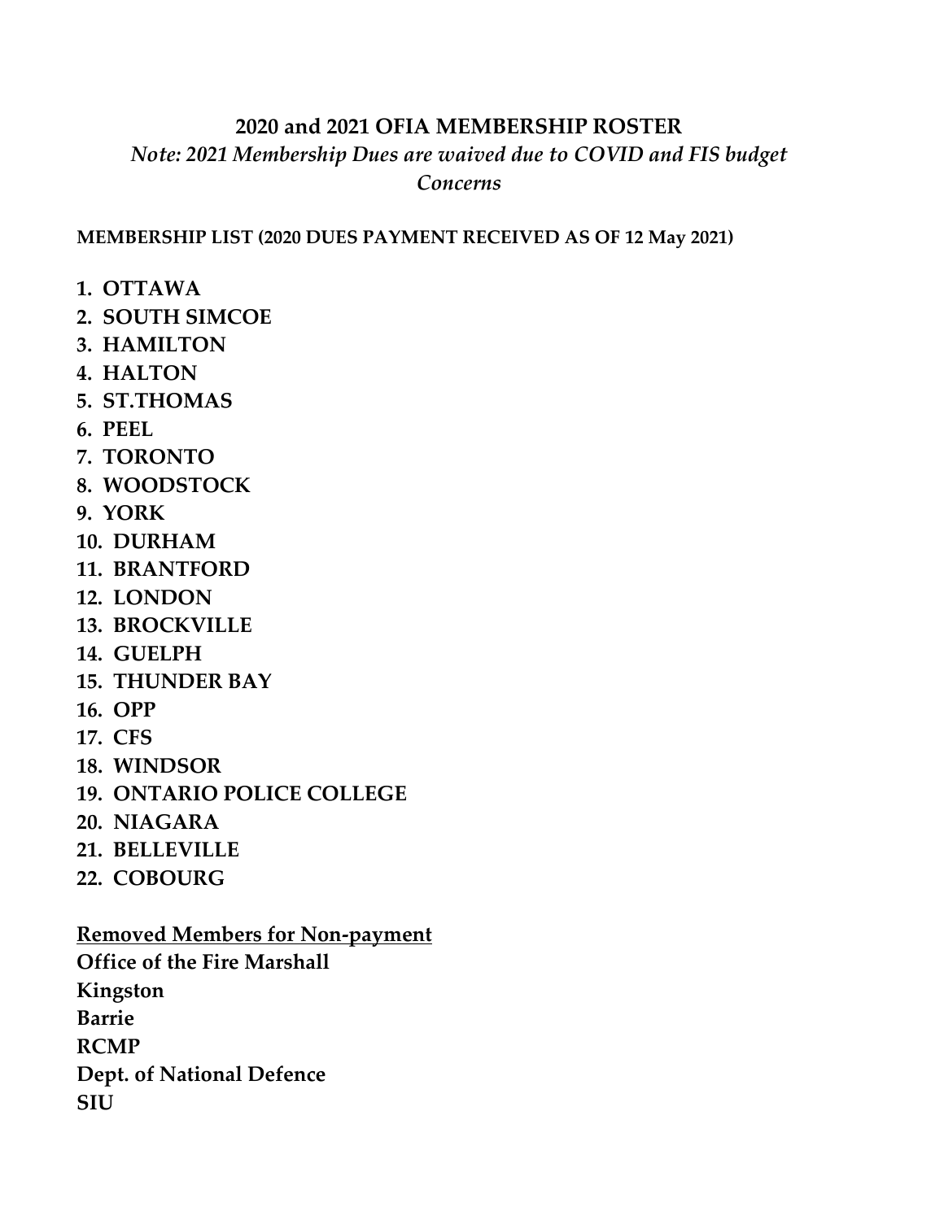# 2020 and 2021 OFIA MEMBERSHIP ROSTER

*Note: 2021 Membership Dues are waived due to COVID and FIS budget Concerns*

**MEMBERSHIP LIST (2020 DUES PAYMENT RECEIVED AS OF 12 May 2021)**

1. **OTTAWA**
2. **SOUTH SIMCOE**
3. **HAMILTON**
4. **HALTON**
5. **ST.THOMAS**
6. **PEEL**
7. **TORONTO**
8. **WOODSTOCK**
9. **YORK**
10. **DURHAM**
11. **BRANTFORD**
12. **LONDON**
13. **BROCKVILLE**
14. **GUELPH**
15. **THUNDER BAY**
16. **OPP**
17. **CFS**
18. **WINDSOR**
19. **ONTARIO POLICE COLLEGE**
20. **NIAGARA**
21. **BELLEVILLE**
22. **COBOURG**

**<u>Removed Members for Non-payment</u>**

**Office of the Fire Marshall**

**Kingston**

**Barrie**

**RCMP**

**Dept. of National Defence**

**SIU**